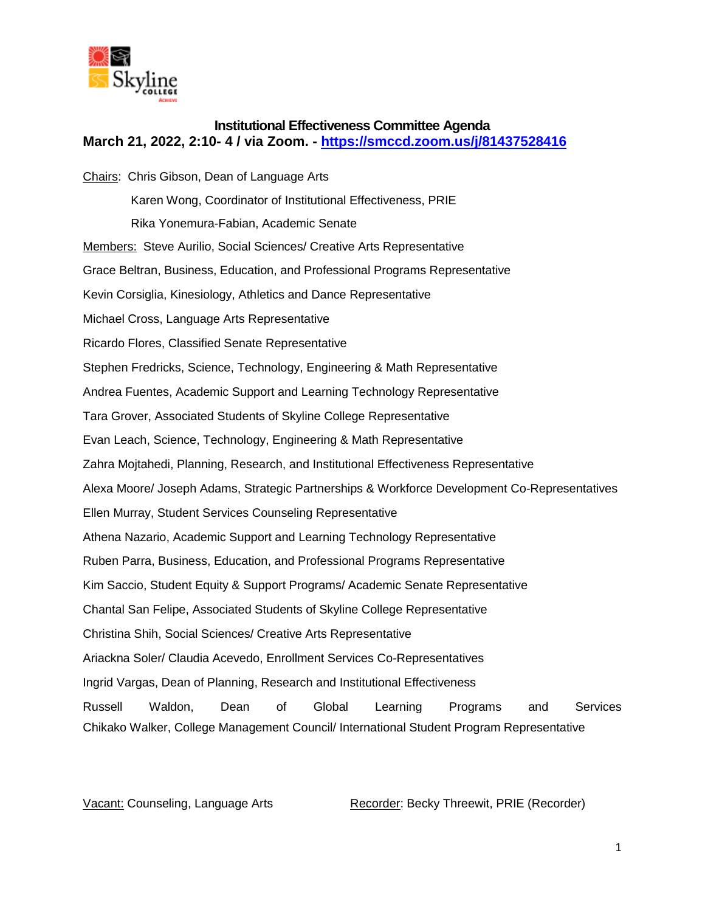# Institutional Effectiveness Committee Agenda

**March 21, 2022, 2:10- 4 / via Zoom. - [https://smccd.zoom.us/j/81437528416](https://smccd.zoom.us/j/81437528416)**

Chairs: Chris Gibson, Dean of Language Arts

Karen Wong, Coordinator of Institutional Effectiveness, PRIE

Rika Yonemura-Fabian, Academic Senate

Members: Steve Aurilio, Social Sciences/ Creative Arts Representative

Grace Beltran, Business, Education, and Professional Programs Representative

Kevin Corsiglia, Kinesiology, Athletics and Dance Representative

Michael Cross, Language Arts Representative

Ricardo Flores, Classified Senate Representative

Stephen Fredricks, Science, Technology, Engineering & Math Representative

Andrea Fuentes, Academic Support and Learning Technology Representative

Tara Grover, Associated Students of Skyline College Representative

Evan Leach, Science, Technology, Engineering & Math Representative

Zahra Mojtahedi, Planning, Research, and Institutional Effectiveness Representative

Alexa Moore/ Joseph Adams, Strategic Partnerships & Workforce Development Co-Representatives

Ellen Murray, Student Services Counseling Representative

Athena Nazario, Academic Support and Learning Technology Representative

Ruben Parra, Business, Education, and Professional Programs Representative

Kim Saccio, Student Equity & Support Programs/ Academic Senate Representative

Chantal San Felipe, Associated Students of Skyline College Representative

Christina Shih, Social Sciences/ Creative Arts Representative

Ariackna Soler/ Claudia Acevedo, Enrollment Services Co-Representatives

Ingrid Vargas, Dean of Planning, Research and Institutional Effectiveness

Russell Waldon, Dean of Global Learning Programs and Services

Chikako Walker, College Management Council/ International Student Program Representative

Vacant: Counseling, Language Arts

Recorder: Becky Threewit, PRIE (Recorder)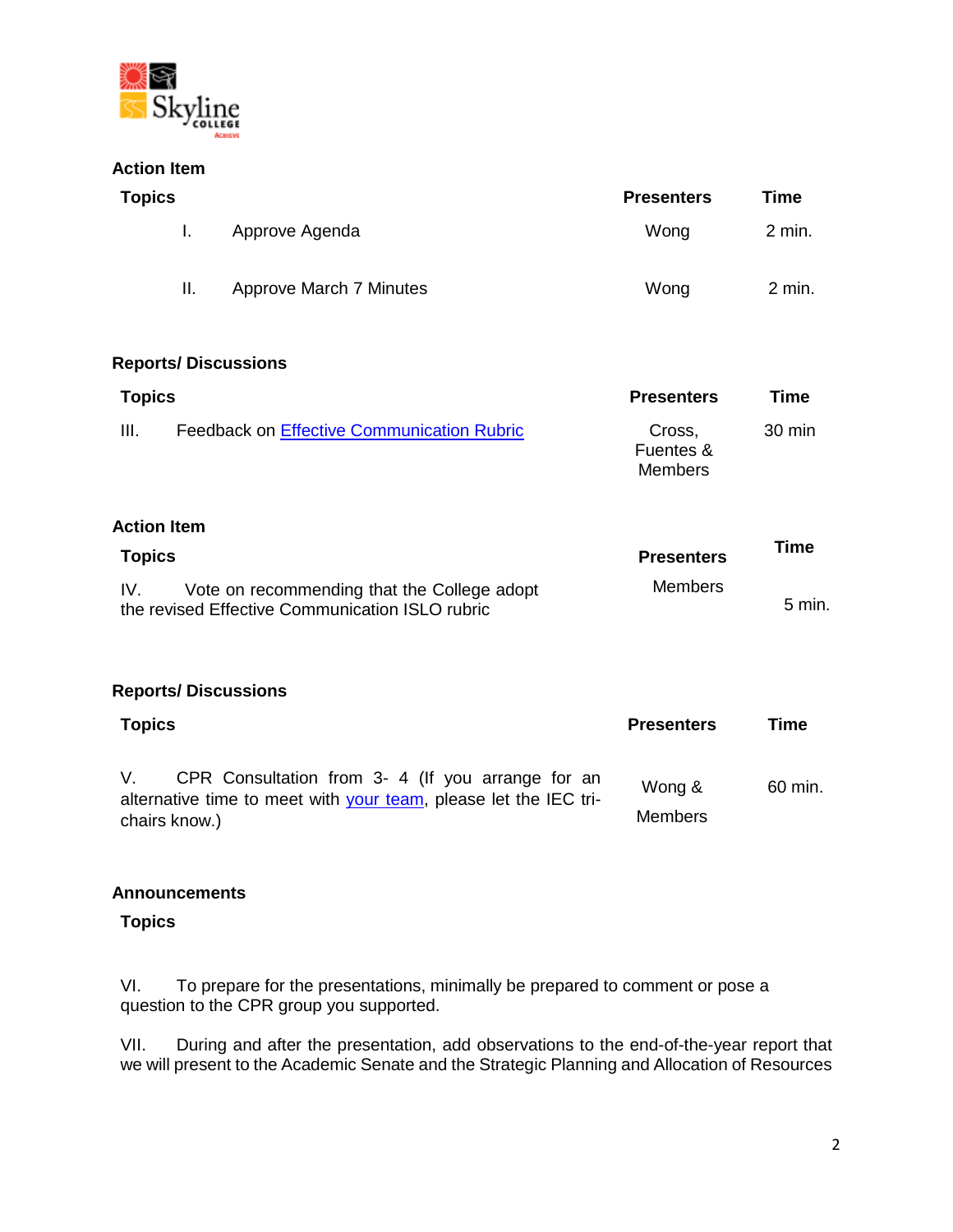### Action Item

| Topics | Presenters | Time |
|---|---|---|
| I. Approve Agenda | Wong | 2 min. |
| II. Approve March 7 Minutes | Wong | 2 min. |

### Reports/ Discussions

| Topics | Presenters | Time |
|---|---|---|
| III. Feedback on Effective Communication Rubric | Cross, Fuentes & Members | 30 min |

### Action Item

| Topics | Presenters | Time |
|---|---|---|
| IV. Vote on recommending that the College adopt the revised Effective Communication ISLO rubric | Members | 5 min. |

### Reports/ Discussions

| Topics | Presenters | Time |
|---|---|---|
| V. CPR Consultation from 3- 4 (If you arrange for an alternative time to meet with your team, please let the IEC tri-chairs know.) | Wong & Members | 60 min. |

### Announcements

**Topics**

VI. To prepare for the presentations, minimally be prepared to comment or pose a question to the CPR group you supported.

VII. During and after the presentation, add observations to the end-of-the-year report that we will present to the Academic Senate and the Strategic Planning and Allocation of Resources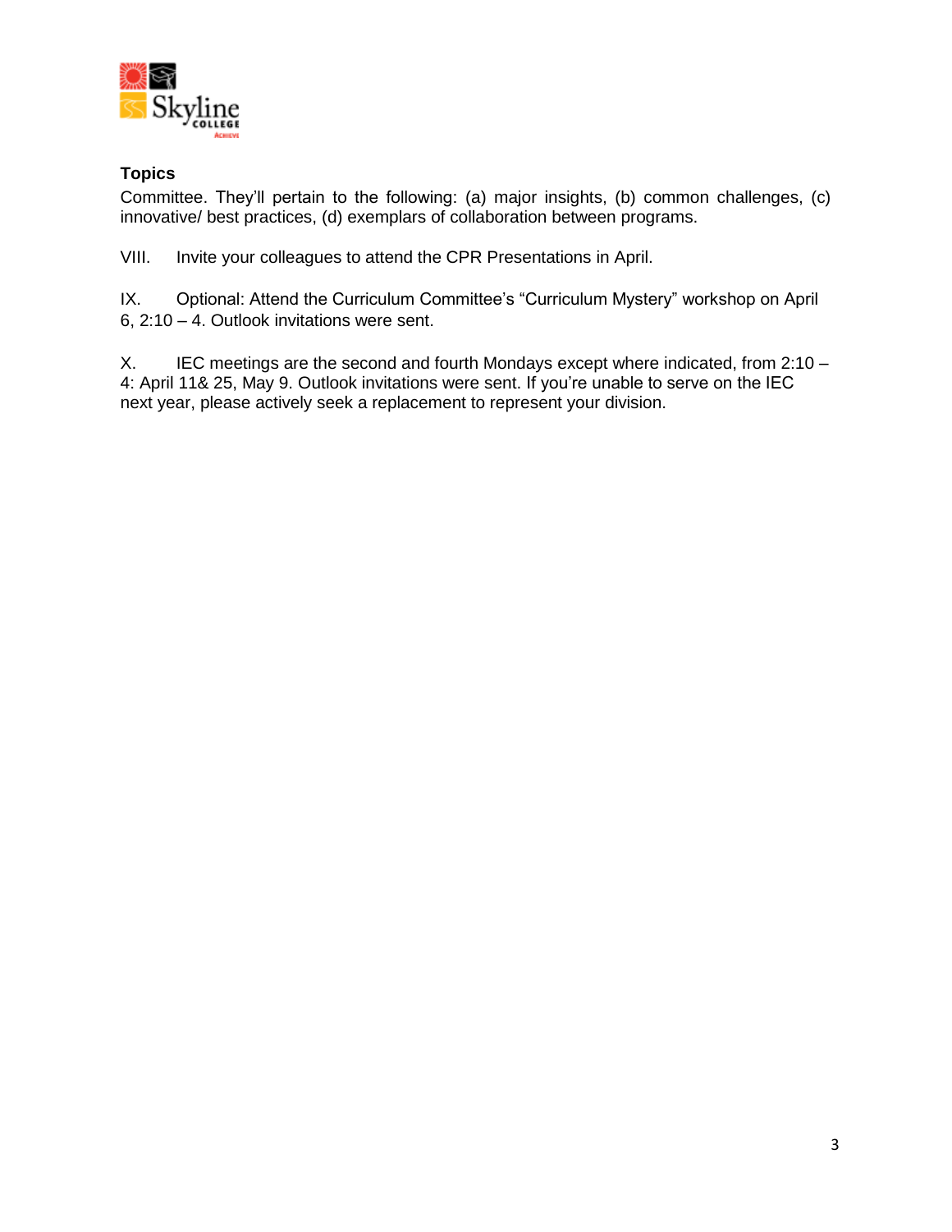**Topics**

Committee. They'll pertain to the following: (a) major insights, (b) common challenges, (c) innovative/ best practices, (d) exemplars of collaboration between programs.

VIII. Invite your colleagues to attend the CPR Presentations in April.

IX. Optional: Attend the Curriculum Committee's "Curriculum Mystery" workshop on April 6, 2:10 – 4. Outlook invitations were sent.

X. IEC meetings are the second and fourth Mondays except where indicated, from 2:10 – 4: April 11& 25, May 9. Outlook invitations were sent. If you're unable to serve on the IEC next year, please actively seek a replacement to represent your division.